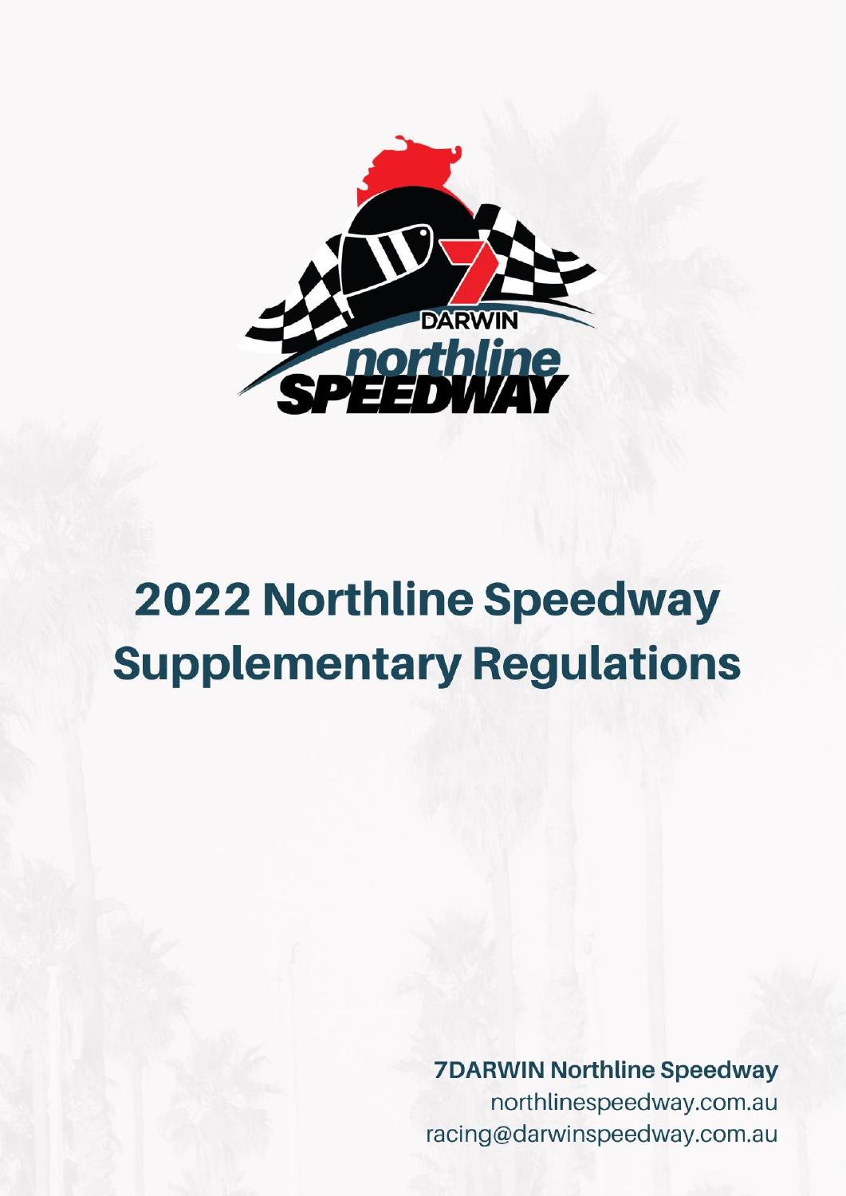# 2022 Northline Speedway Supplementary Regulations

**7DARWIN Northline Speedway**
northlinespeedway.com.au
racing@darwinspeedway.com.au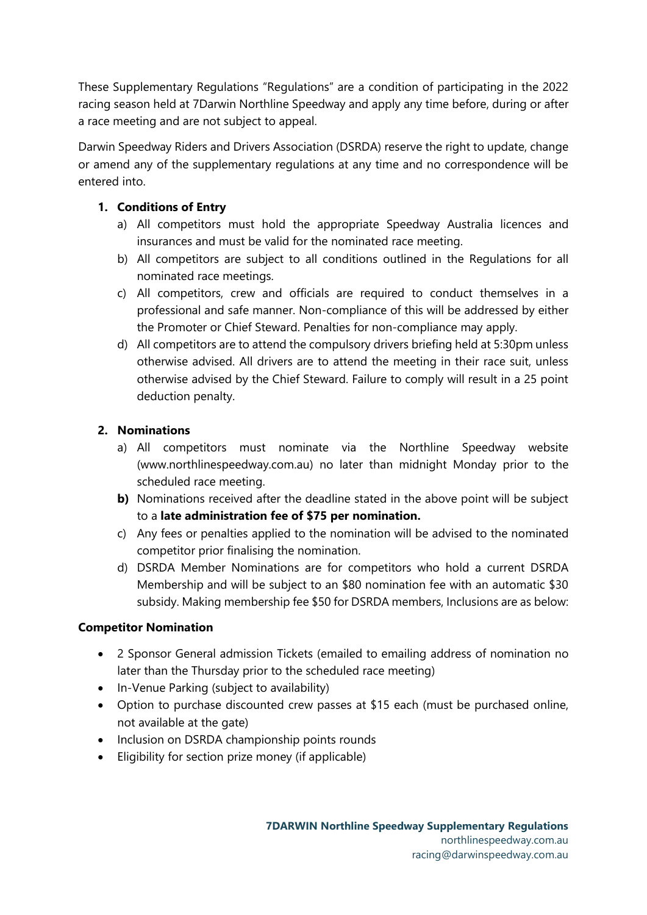These Supplementary Regulations "Regulations" are a condition of participating in the 2022 racing season held at 7Darwin Northline Speedway and apply any time before, during or after a race meeting and are not subject to appeal.

Darwin Speedway Riders and Drivers Association (DSRDA) reserve the right to update, change or amend any of the supplementary regulations at any time and no correspondence will be entered into.

1. **Conditions of Entry**
   a) All competitors must hold the appropriate Speedway Australia licences and insurances and must be valid for the nominated race meeting.
   b) All competitors are subject to all conditions outlined in the Regulations for all nominated race meetings.
   c) All competitors, crew and officials are required to conduct themselves in a professional and safe manner. Non-compliance of this will be addressed by either the Promoter or Chief Steward. Penalties for non-compliance may apply.
   d) All competitors are to attend the compulsory drivers briefing held at 5:30pm unless otherwise advised. All drivers are to attend the meeting in their race suit, unless otherwise advised by the Chief Steward. Failure to comply will result in a 25 point deduction penalty.

2. **Nominations**
   a) All competitors must nominate via the Northline Speedway website (www.northlinespeedway.com.au) no later than midnight Monday prior to the scheduled race meeting.
   **b)** Nominations received after the deadline stated in the above point will be subject to a **late administration fee of $75 per nomination.**
   c) Any fees or penalties applied to the nomination will be advised to the nominated competitor prior finalising the nomination.
   d) DSRDA Member Nominations are for competitors who hold a current DSRDA Membership and will be subject to an $80 nomination fee with an automatic $30 subsidy. Making membership fee $50 for DSRDA members, Inclusions are as below:

**Competitor Nomination**

- 2 Sponsor General admission Tickets (emailed to emailing address of nomination no later than the Thursday prior to the scheduled race meeting)
- In-Venue Parking (subject to availability)
- Option to purchase discounted crew passes at $15 each (must be purchased online, not available at the gate)
- Inclusion on DSRDA championship points rounds
- Eligibility for section prize money (if applicable)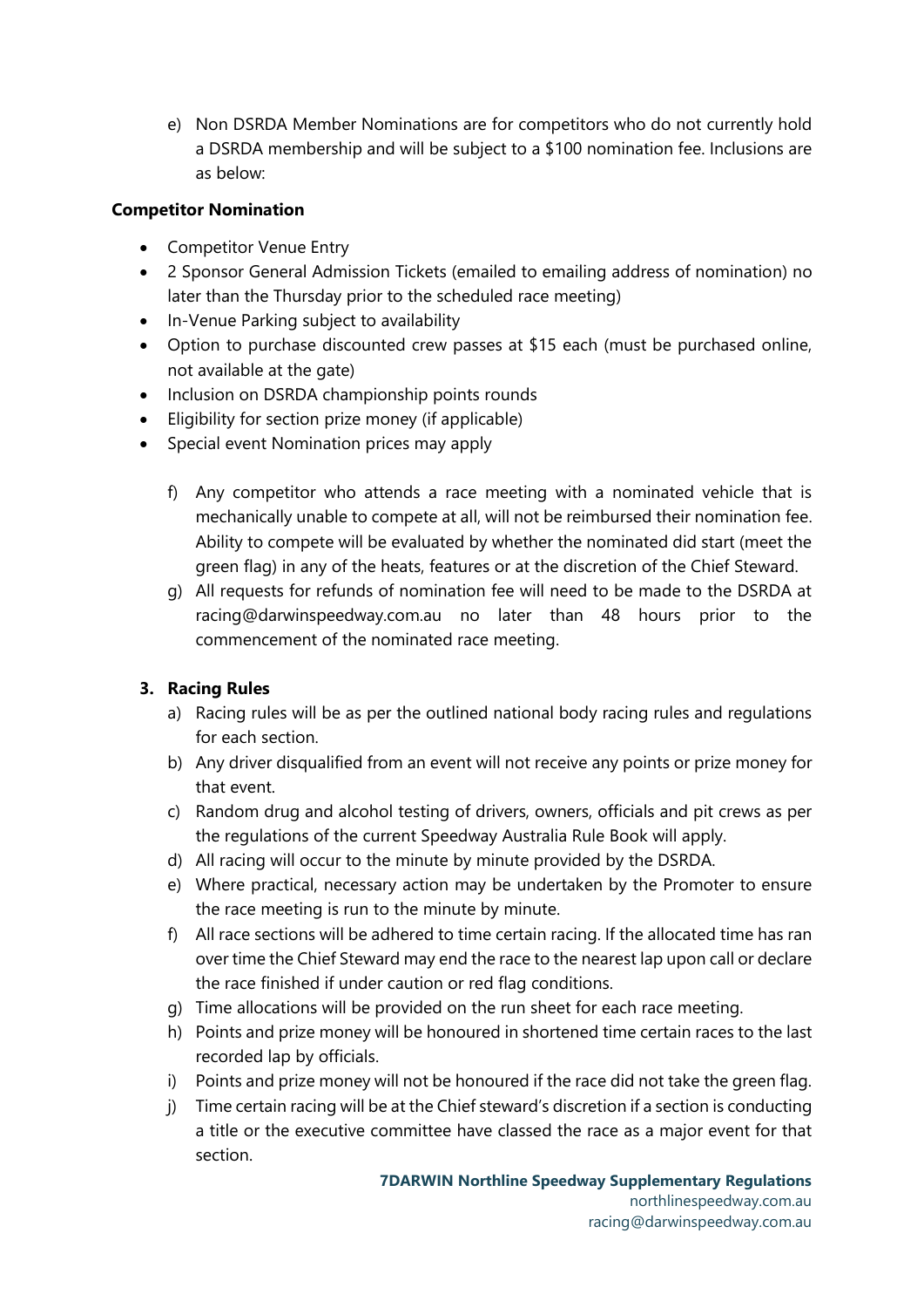e) Non DSRDA Member Nominations are for competitors who do not currently hold a DSRDA membership and will be subject to a $100 nomination fee. Inclusions are as below:

**Competitor Nomination**

- Competitor Venue Entry
- 2 Sponsor General Admission Tickets (emailed to emailing address of nomination) no later than the Thursday prior to the scheduled race meeting)
- In-Venue Parking subject to availability
- Option to purchase discounted crew passes at $15 each (must be purchased online, not available at the gate)
- Inclusion on DSRDA championship points rounds
- Eligibility for section prize money (if applicable)
- Special event Nomination prices may apply

f) Any competitor who attends a race meeting with a nominated vehicle that is mechanically unable to compete at all, will not be reimbursed their nomination fee. Ability to compete will be evaluated by whether the nominated did start (meet the green flag) in any of the heats, features or at the discretion of the Chief Steward.

g) All requests for refunds of nomination fee will need to be made to the DSRDA at racing@darwinspeedway.com.au no later than 48 hours prior to the commencement of the nominated race meeting.

## 3. Racing Rules

a) Racing rules will be as per the outlined national body racing rules and regulations for each section.

b) Any driver disqualified from an event will not receive any points or prize money for that event.

c) Random drug and alcohol testing of drivers, owners, officials and pit crews as per the regulations of the current Speedway Australia Rule Book will apply.

d) All racing will occur to the minute by minute provided by the DSRDA.

e) Where practical, necessary action may be undertaken by the Promoter to ensure the race meeting is run to the minute by minute.

f) All race sections will be adhered to time certain racing. If the allocated time has ran over time the Chief Steward may end the race to the nearest lap upon call or declare the race finished if under caution or red flag conditions.

g) Time allocations will be provided on the run sheet for each race meeting.

h) Points and prize money will be honoured in shortened time certain races to the last recorded lap by officials.

i) Points and prize money will not be honoured if the race did not take the green flag.

j) Time certain racing will be at the Chief steward's discretion if a section is conducting a title or the executive committee have classed the race as a major event for that section.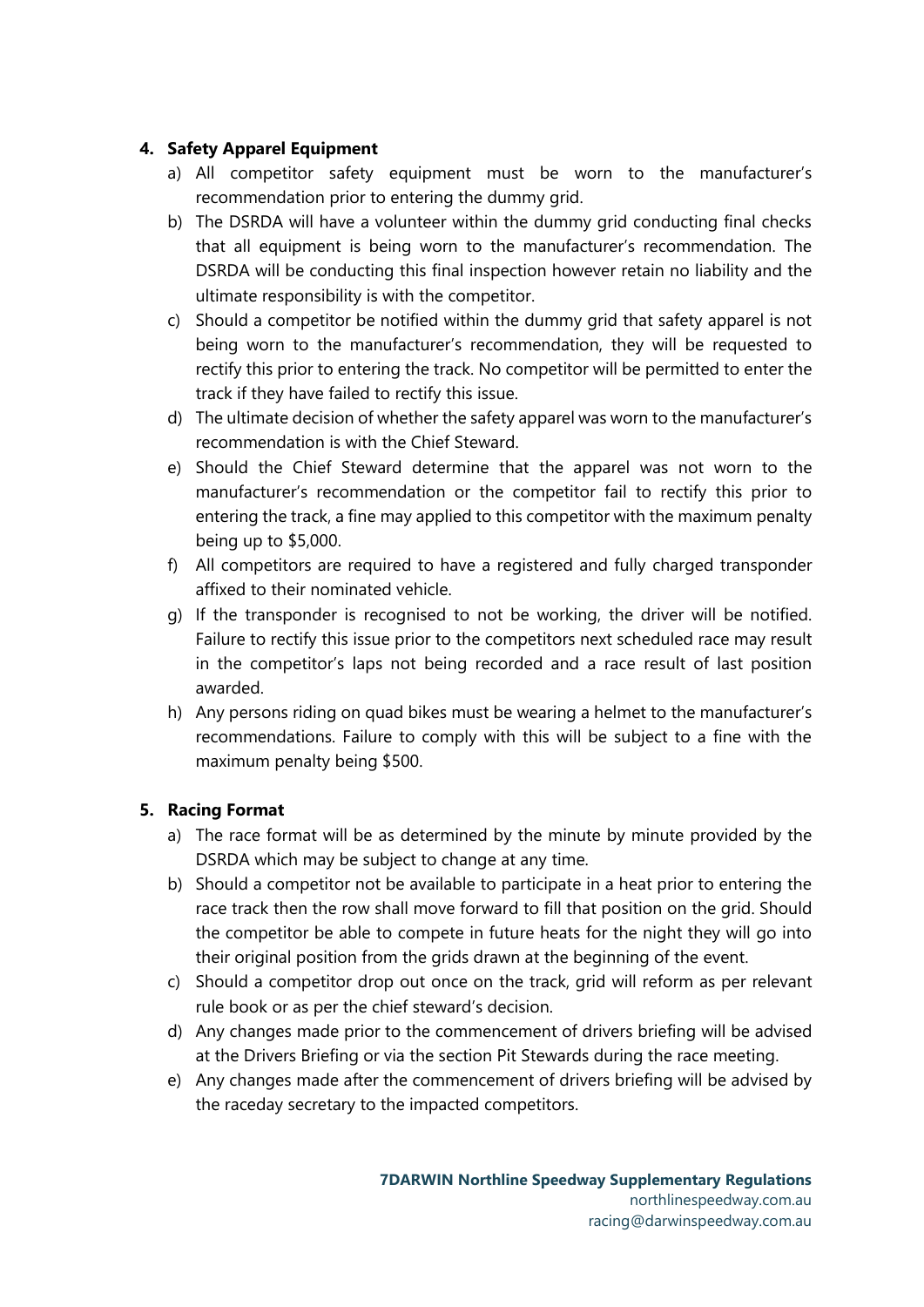## 4. Safety Apparel Equipment

a) All competitor safety equipment must be worn to the manufacturer's recommendation prior to entering the dummy grid.

b) The DSRDA will have a volunteer within the dummy grid conducting final checks that all equipment is being worn to the manufacturer's recommendation. The DSRDA will be conducting this final inspection however retain no liability and the ultimate responsibility is with the competitor.

c) Should a competitor be notified within the dummy grid that safety apparel is not being worn to the manufacturer's recommendation, they will be requested to rectify this prior to entering the track. No competitor will be permitted to enter the track if they have failed to rectify this issue.

d) The ultimate decision of whether the safety apparel was worn to the manufacturer's recommendation is with the Chief Steward.

e) Should the Chief Steward determine that the apparel was not worn to the manufacturer's recommendation or the competitor fail to rectify this prior to entering the track, a fine may applied to this competitor with the maximum penalty being up to $5,000.

f) All competitors are required to have a registered and fully charged transponder affixed to their nominated vehicle.

g) If the transponder is recognised to not be working, the driver will be notified. Failure to rectify this issue prior to the competitors next scheduled race may result in the competitor's laps not being recorded and a race result of last position awarded.

h) Any persons riding on quad bikes must be wearing a helmet to the manufacturer's recommendations. Failure to comply with this will be subject to a fine with the maximum penalty being $500.

## 5. Racing Format

a) The race format will be as determined by the minute by minute provided by the DSRDA which may be subject to change at any time.

b) Should a competitor not be available to participate in a heat prior to entering the race track then the row shall move forward to fill that position on the grid. Should the competitor be able to compete in future heats for the night they will go into their original position from the grids drawn at the beginning of the event.

c) Should a competitor drop out once on the track, grid will reform as per relevant rule book or as per the chief steward's decision.

d) Any changes made prior to the commencement of drivers briefing will be advised at the Drivers Briefing or via the section Pit Stewards during the race meeting.

e) Any changes made after the commencement of drivers briefing will be advised by the raceday secretary to the impacted competitors.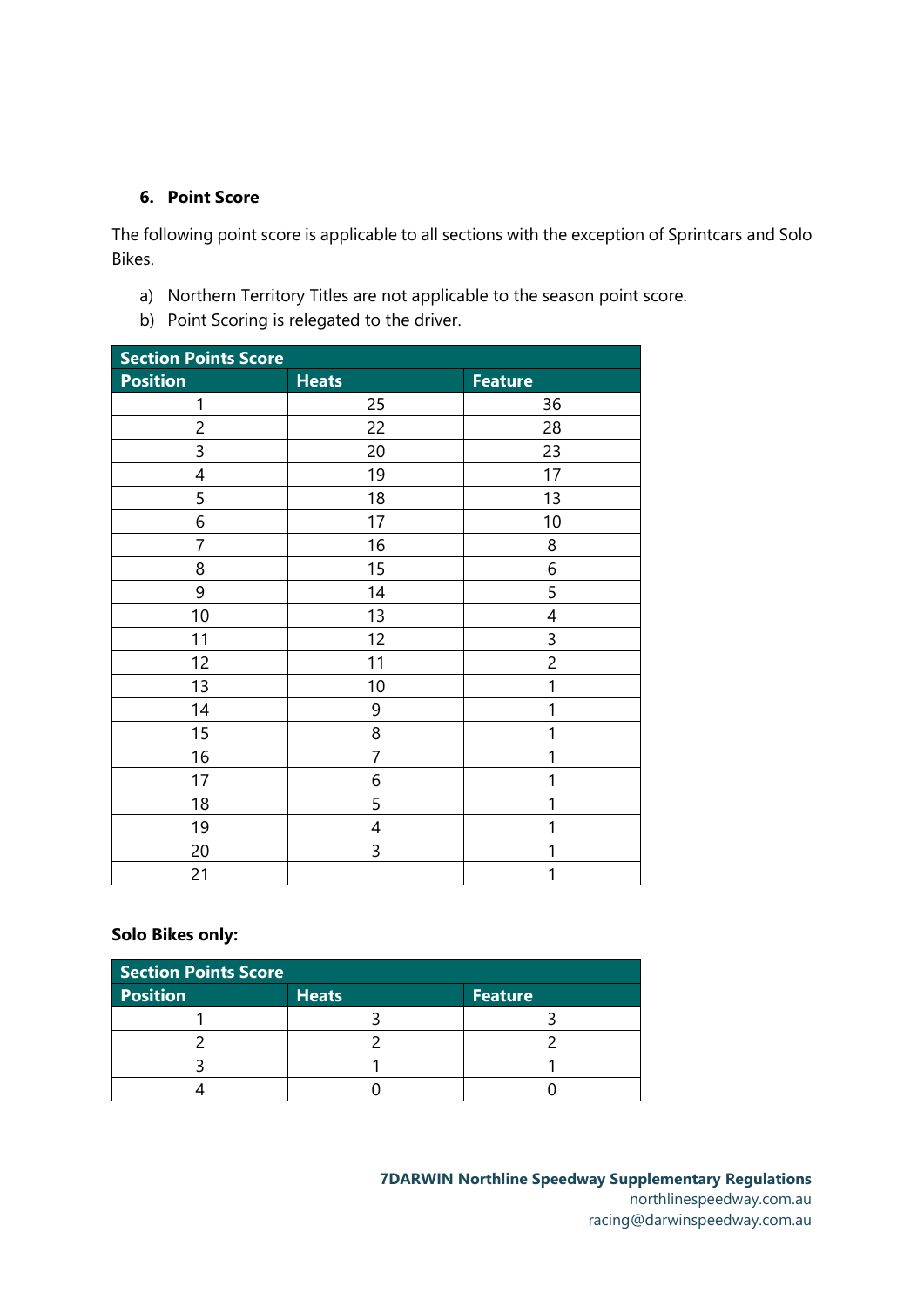## 6. Point Score

The following point score is applicable to all sections with the exception of Sprintcars and Solo Bikes.

a) Northern Territory Titles are not applicable to the season point score.
b) Point Scoring is relegated to the driver.

| Section Points Score | | |
|---|---|---|
| **Position** | **Heats** | **Feature** |
| 1 | 25 | 36 |
| 2 | 22 | 28 |
| 3 | 20 | 23 |
| 4 | 19 | 17 |
| 5 | 18 | 13 |
| 6 | 17 | 10 |
| 7 | 16 | 8 |
| 8 | 15 | 6 |
| 9 | 14 | 5 |
| 10 | 13 | 4 |
| 11 | 12 | 3 |
| 12 | 11 | 2 |
| 13 | 10 | 1 |
| 14 | 9 | 1 |
| 15 | 8 | 1 |
| 16 | 7 | 1 |
| 17 | 6 | 1 |
| 18 | 5 | 1 |
| 19 | 4 | 1 |
| 20 | 3 | 1 |
| 21 | | 1 |

**Solo Bikes only:**

| Section Points Score | | |
|---|---|---|
| **Position** | **Heats** | **Feature** |
| 1 | 3 | 3 |
| 2 | 2 | 2 |
| 3 | 1 | 1 |
| 4 | 0 | 0 |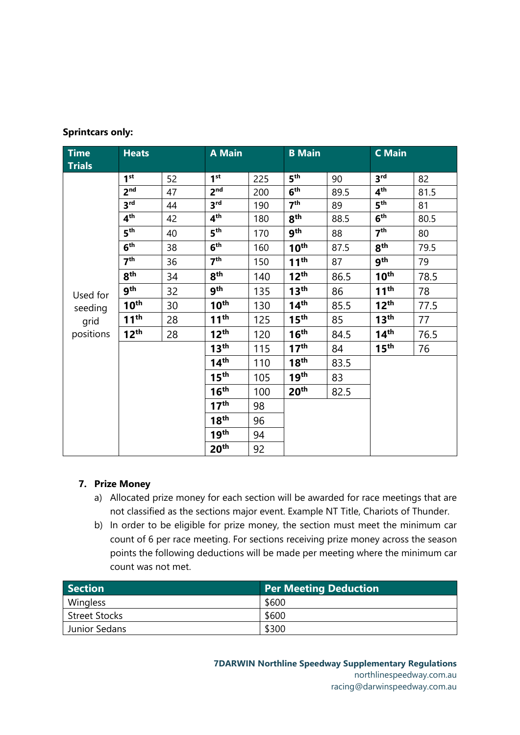**Sprintcars only:**

| Time Trials | Heats | | A Main | | B Main | | C Main | |
|---|---|---|---|---|---|---|---|---|
| Used for seeding grid positions | 1st | 52 | 1st | 225 | 5th | 90 | 3rd | 82 |
| | 2nd | 47 | 2nd | 200 | 6th | 89.5 | 4th | 81.5 |
| | 3rd | 44 | 3rd | 190 | 7th | 89 | 5th | 81 |
| | 4th | 42 | 4th | 180 | 8th | 88.5 | 6th | 80.5 |
| | 5th | 40 | 5th | 170 | 9th | 88 | 7th | 80 |
| | 6th | 38 | 6th | 160 | 10th | 87.5 | 8th | 79.5 |
| | 7th | 36 | 7th | 150 | 11th | 87 | 9th | 79 |
| | 8th | 34 | 8th | 140 | 12th | 86.5 | 10th | 78.5 |
| | 9th | 32 | 9th | 135 | 13th | 86 | 11th | 78 |
| | 10th | 30 | 10th | 130 | 14th | 85.5 | 12th | 77.5 |
| | 11th | 28 | 11th | 125 | 15th | 85 | 13th | 77 |
| | 12th | 28 | 12th | 120 | 16th | 84.5 | 14th | 76.5 |
| | | | 13th | 115 | 17th | 84 | 15th | 76 |
| | | | 14th | 110 | 18th | 83.5 | | |
| | | | 15th | 105 | 19th | 83 | | |
| | | | 16th | 100 | 20th | 82.5 | | |
| | | | 17th | 98 | | | | |
| | | | 18th | 96 | | | | |
| | | | 19th | 94 | | | | |
| | | | 20th | 92 | | | | |

7. **Prize Money**
   a) Allocated prize money for each section will be awarded for race meetings that are not classified as the sections major event. Example NT Title, Chariots of Thunder.
   b) In order to be eligible for prize money, the section must meet the minimum car count of 6 per race meeting. For sections receiving prize money across the season points the following deductions will be made per meeting where the minimum car count was not met.

| Section | Per Meeting Deduction |
|---|---|
| Wingless | $600 |
| Street Stocks | $600 |
| Junior Sedans | $300 |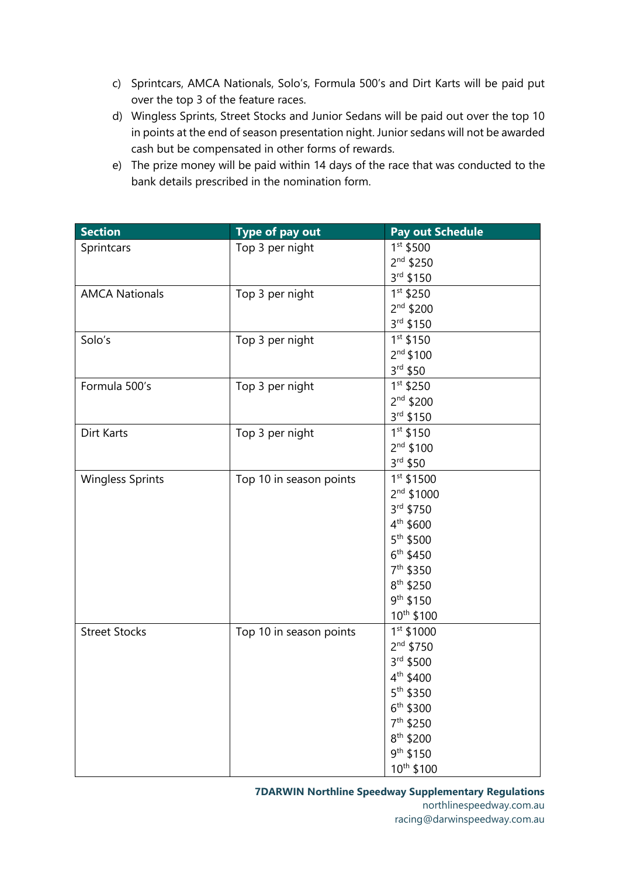c) Sprintcars, AMCA Nationals, Solo's, Formula 500's and Dirt Karts will be paid put over the top 3 of the feature races.

d) Wingless Sprints, Street Stocks and Junior Sedans will be paid out over the top 10 in points at the end of season presentation night. Junior sedans will not be awarded cash but be compensated in other forms of rewards.

e) The prize money will be paid within 14 days of the race that was conducted to the bank details prescribed in the nomination form.

| Section | Type of pay out | Pay out Schedule |
|---|---|---|
| Sprintcars | Top 3 per night | 1st $500<br>2nd $250<br>3rd $150 |
| AMCA Nationals | Top 3 per night | 1st $250<br>2nd $200<br>3rd $150 |
| Solo's | Top 3 per night | 1st $150<br>2nd $100<br>3rd $50 |
| Formula 500's | Top 3 per night | 1st $250<br>2nd $200<br>3rd $150 |
| Dirt Karts | Top 3 per night | 1st $150<br>2nd $100<br>3rd $50 |
| Wingless Sprints | Top 10 in season points | 1st $1500<br>2nd $1000<br>3rd $750<br>4th $600<br>5th $500<br>6th $450<br>7th $350<br>8th $250<br>9th $150<br>10th $100 |
| Street Stocks | Top 10 in season points | 1st $1000<br>2nd $750<br>3rd $500<br>4th $400<br>5th $350<br>6th $300<br>7th $250<br>8th $200<br>9th $150<br>10th $100 |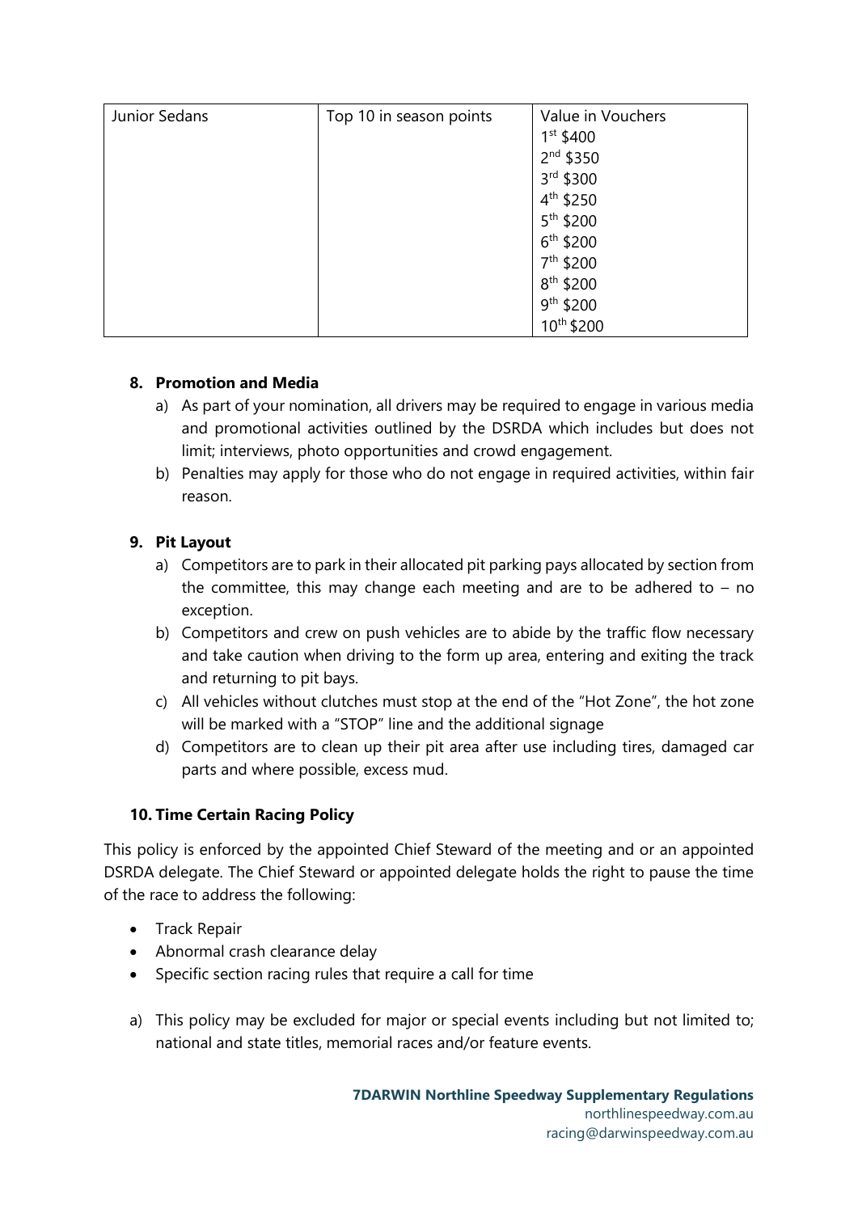| Junior Sedans | Top 10 in season points | Value in Vouchers<br>1st $400<br>2nd $350<br>3rd $300<br>4th $250<br>5th $200<br>6th $200<br>7th $200<br>8th $200<br>9th $200<br>10th $200 |
|---|---|---|

## 8. Promotion and Media

a) As part of your nomination, all drivers may be required to engage in various media and promotional activities outlined by the DSRDA which includes but does not limit; interviews, photo opportunities and crowd engagement.

b) Penalties may apply for those who do not engage in required activities, within fair reason.

## 9. Pit Layout

a) Competitors are to park in their allocated pit parking pays allocated by section from the committee, this may change each meeting and are to be adhered to – no exception.

b) Competitors and crew on push vehicles are to abide by the traffic flow necessary and take caution when driving to the form up area, entering and exiting the track and returning to pit bays.

c) All vehicles without clutches must stop at the end of the "Hot Zone", the hot zone will be marked with a "STOP" line and the additional signage

d) Competitors are to clean up their pit area after use including tires, damaged car parts and where possible, excess mud.

## 10. Time Certain Racing Policy

This policy is enforced by the appointed Chief Steward of the meeting and or an appointed DSRDA delegate. The Chief Steward or appointed delegate holds the right to pause the time of the race to address the following:

- Track Repair
- Abnormal crash clearance delay
- Specific section racing rules that require a call for time

a) This policy may be excluded for major or special events including but not limited to; national and state titles, memorial races and/or feature events.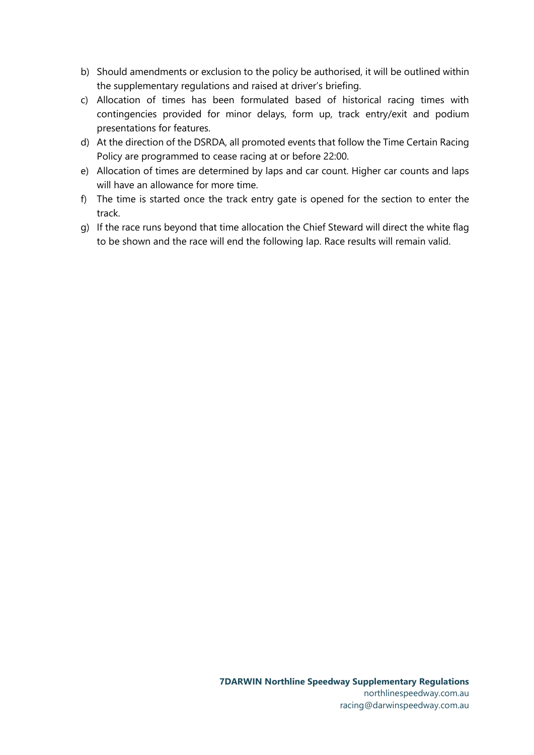b) Should amendments or exclusion to the policy be authorised, it will be outlined within the supplementary regulations and raised at driver's briefing.
c) Allocation of times has been formulated based of historical racing times with contingencies provided for minor delays, form up, track entry/exit and podium presentations for features.
d) At the direction of the DSRDA, all promoted events that follow the Time Certain Racing Policy are programmed to cease racing at or before 22:00.
e) Allocation of times are determined by laps and car count. Higher car counts and laps will have an allowance for more time.
f) The time is started once the track entry gate is opened for the section to enter the track.
g) If the race runs beyond that time allocation the Chief Steward will direct the white flag to be shown and the race will end the following lap. Race results will remain valid.